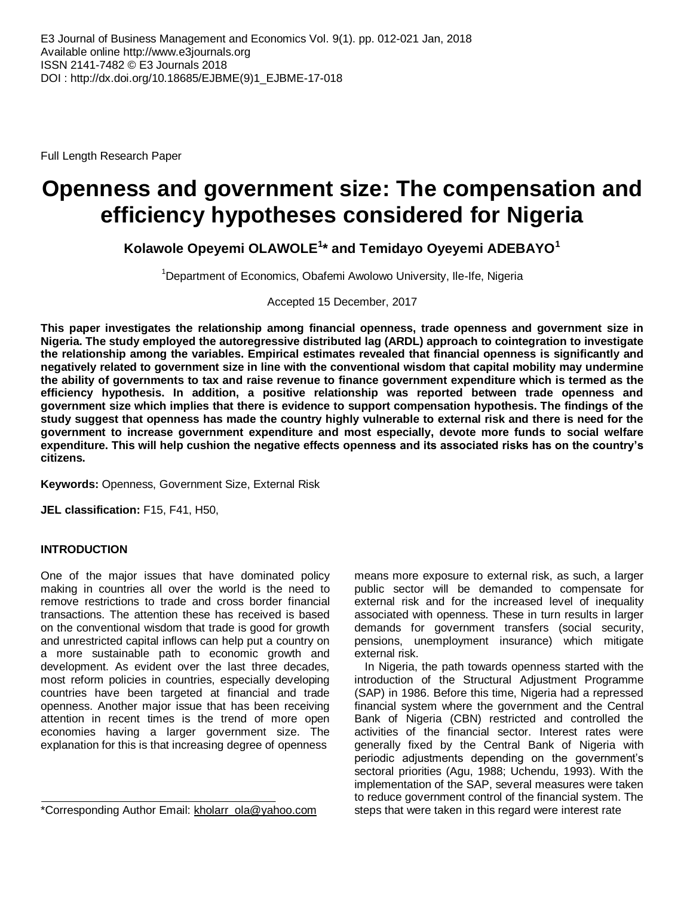E3 Journal of Business Management and Economics Vol. 9(1). pp. 012-021 Jan, 2018
Available online http://www.e3journals.org
ISSN 2141-7482 © E3 Journals 2018
DOI : http://dx.doi.org/10.18685/EJBME(9)1_EJBME-17-018

Full Length Research Paper

# Openness and government size: The compensation and efficiency hypotheses considered for Nigeria

**Kolawole Opeyemi OLAWOLE[1]* and Temidayo Oyeyemi ADEBAYO[1]**

[1]Department of Economics, Obafemi Awolowo University, Ile-Ife, Nigeria

Accepted 15 December, 2017

**This paper investigates the relationship among financial openness, trade openness and government size in Nigeria. The study employed the autoregressive distributed lag (ARDL) approach to cointegration to investigate the relationship among the variables. Empirical estimates revealed that financial openness is significantly and negatively related to government size in line with the conventional wisdom that capital mobility may undermine the ability of governments to tax and raise revenue to finance government expenditure which is termed as the efficiency hypothesis. In addition, a positive relationship was reported between trade openness and government size which implies that there is evidence to support compensation hypothesis. The findings of the study suggest that openness has made the country highly vulnerable to external risk and there is need for the government to increase government expenditure and most especially, devote more funds to social welfare expenditure. This will help cushion the negative effects openness and its associated risks has on the country's citizens.**

**Keywords:** Openness, Government Size, External Risk

**JEL classification:** F15, F41, H50,

## INTRODUCTION

One of the major issues that have dominated policy making in countries all over the world is the need to remove restrictions to trade and cross border financial transactions. The attention these has received is based on the conventional wisdom that trade is good for growth and unrestricted capital inflows can help put a country on a more sustainable path to economic growth and development. As evident over the last three decades, most reform policies in countries, especially developing countries have been targeted at financial and trade openness. Another major issue that has been receiving attention in recent times is the trend of more open economies having a larger government size. The explanation for this is that increasing degree of openness means more exposure to external risk, as such, a larger public sector will be demanded to compensate for external risk and for the increased level of inequality associated with openness. These in turn results in larger demands for government transfers (social security, pensions, unemployment insurance) which mitigate external risk.

In Nigeria, the path towards openness started with the introduction of the Structural Adjustment Programme (SAP) in 1986. Before this time, Nigeria had a repressed financial system where the government and the Central Bank of Nigeria (CBN) restricted and controlled the activities of the financial sector. Interest rates were generally fixed by the Central Bank of Nigeria with periodic adjustments depending on the government's sectoral priorities (Agu, 1988; Uchendu, 1993). With the implementation of the SAP, several measures were taken to reduce government control of the financial system. The steps that were taken in this regard were interest rate

*Corresponding Author Email: kholarr_ola@yahoo.com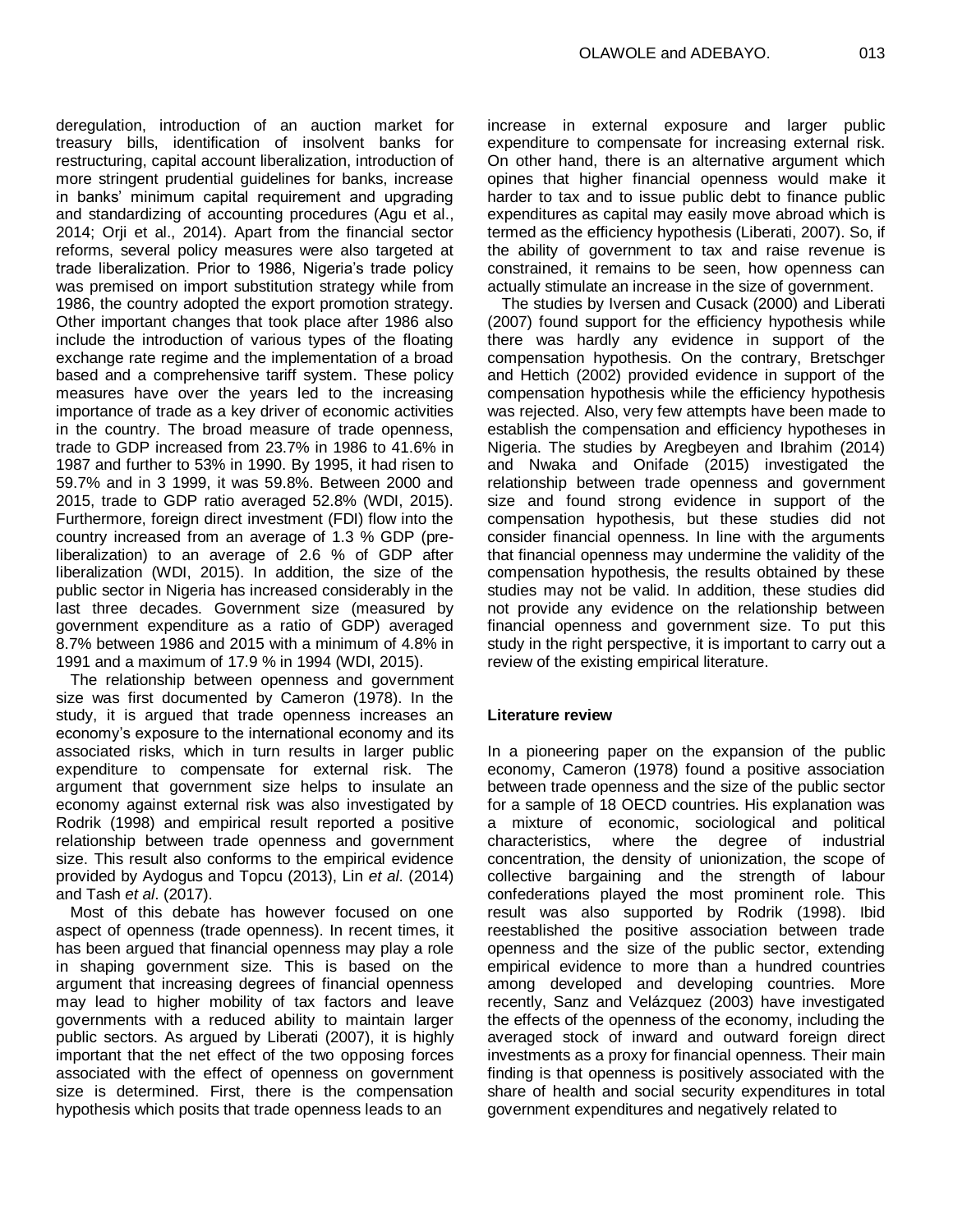deregulation, introduction of an auction market for treasury bills, identification of insolvent banks for restructuring, capital account liberalization, introduction of more stringent prudential guidelines for banks, increase in banks' minimum capital requirement and upgrading and standardizing of accounting procedures (Agu et al., 2014; Orji et al., 2014). Apart from the financial sector reforms, several policy measures were also targeted at trade liberalization. Prior to 1986, Nigeria's trade policy was premised on import substitution strategy while from 1986, the country adopted the export promotion strategy. Other important changes that took place after 1986 also include the introduction of various types of the floating exchange rate regime and the implementation of a broad based and a comprehensive tariff system. These policy measures have over the years led to the increasing importance of trade as a key driver of economic activities in the country. The broad measure of trade openness, trade to GDP increased from 23.7% in 1986 to 41.6% in 1987 and further to 53% in 1990. By 1995, it had risen to 59.7% and in 3 1999, it was 59.8%. Between 2000 and 2015, trade to GDP ratio averaged 52.8% (WDI, 2015). Furthermore, foreign direct investment (FDI) flow into the country increased from an average of 1.3 % GDP (pre-liberalization) to an average of 2.6 % of GDP after liberalization (WDI, 2015). In addition, the size of the public sector in Nigeria has increased considerably in the last three decades. Government size (measured by government expenditure as a ratio of GDP) averaged 8.7% between 1986 and 2015 with a minimum of 4.8% in 1991 and a maximum of 17.9 % in 1994 (WDI, 2015).

The relationship between openness and government size was first documented by Cameron (1978). In the study, it is argued that trade openness increases an economy's exposure to the international economy and its associated risks, which in turn results in larger public expenditure to compensate for external risk. The argument that government size helps to insulate an economy against external risk was also investigated by Rodrik (1998) and empirical result reported a positive relationship between trade openness and government size. This result also conforms to the empirical evidence provided by Aydogus and Topcu (2013), Lin *et al*. (2014) and Tash *et al*. (2017).

Most of this debate has however focused on one aspect of openness (trade openness). In recent times, it has been argued that financial openness may play a role in shaping government size. This is based on the argument that increasing degrees of financial openness may lead to higher mobility of tax factors and leave governments with a reduced ability to maintain larger public sectors. As argued by Liberati (2007), it is highly important that the net effect of the two opposing forces associated with the effect of openness on government size is determined. First, there is the compensation hypothesis which posits that trade openness leads to an increase in external exposure and larger public expenditure to compensate for increasing external risk. On other hand, there is an alternative argument which opines that higher financial openness would make it harder to tax and to issue public debt to finance public expenditures as capital may easily move abroad which is termed as the efficiency hypothesis (Liberati, 2007). So, if the ability of government to tax and raise revenue is constrained, it remains to be seen, how openness can actually stimulate an increase in the size of government.

The studies by Iversen and Cusack (2000) and Liberati (2007) found support for the efficiency hypothesis while there was hardly any evidence in support of the compensation hypothesis. On the contrary, Bretschger and Hettich (2002) provided evidence in support of the compensation hypothesis while the efficiency hypothesis was rejected. Also, very few attempts have been made to establish the compensation and efficiency hypotheses in Nigeria. The studies by Aregbeyen and Ibrahim (2014) and Nwaka and Onifade (2015) investigated the relationship between trade openness and government size and found strong evidence in support of the compensation hypothesis, but these studies did not consider financial openness. In line with the arguments that financial openness may undermine the validity of the compensation hypothesis, the results obtained by these studies may not be valid. In addition, these studies did not provide any evidence on the relationship between financial openness and government size. To put this study in the right perspective, it is important to carry out a review of the existing empirical literature.

## Literature review

In a pioneering paper on the expansion of the public economy, Cameron (1978) found a positive association between trade openness and the size of the public sector for a sample of 18 OECD countries. His explanation was a mixture of economic, sociological and political characteristics, where the degree of industrial concentration, the density of unionization, the scope of collective bargaining and the strength of labour confederations played the most prominent role. This result was also supported by Rodrik (1998). Ibid reestablished the positive association between trade openness and the size of the public sector, extending empirical evidence to more than a hundred countries among developed and developing countries. More recently, Sanz and Velázquez (2003) have investigated the effects of the openness of the economy, including the averaged stock of inward and outward foreign direct investments as a proxy for financial openness. Their main finding is that openness is positively associated with the share of health and social security expenditures in total government expenditures and negatively related to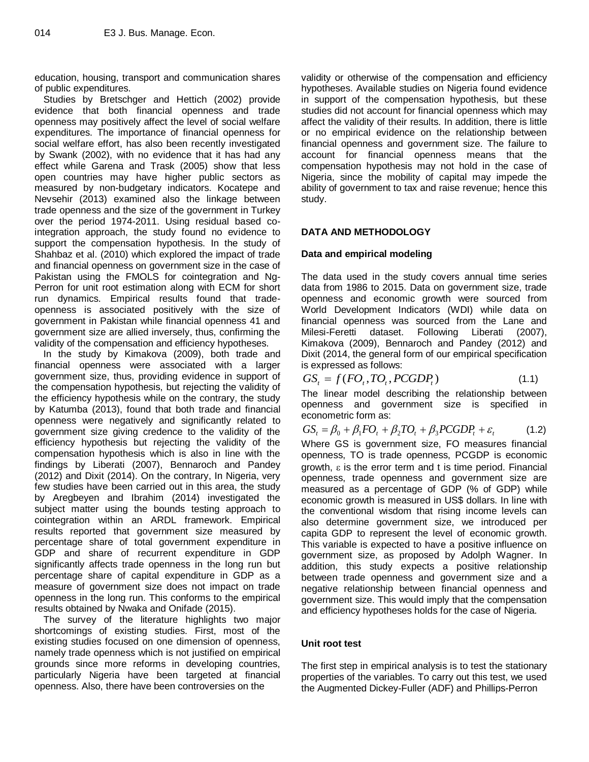education, housing, transport and communication shares of public expenditures.

Studies by Bretschger and Hettich (2002) provide evidence that both financial openness and trade openness may positively affect the level of social welfare expenditures. The importance of financial openness for social welfare effort, has also been recently investigated by Swank (2002), with no evidence that it has had any effect while Garena and Trask (2005) show that less open countries may have higher public sectors as measured by non-budgetary indicators. Kocatepe and Nevsehir (2013) examined also the linkage between trade openness and the size of the government in Turkey over the period 1974-2011. Using residual based co-integration approach, the study found no evidence to support the compensation hypothesis. In the study of Shahbaz et al. (2010) which explored the impact of trade and financial openness on government size in the case of Pakistan using the FMOLS for cointegration and Ng-Perron for unit root estimation along with ECM for short run dynamics. Empirical results found that trade-openness is associated positively with the size of government in Pakistan while financial openness 41 and government size are allied inversely, thus, confirming the validity of the compensation and efficiency hypotheses.

In the study by Kimakova (2009), both trade and financial openness were associated with a larger government size, thus, providing evidence in support of the compensation hypothesis, but rejecting the validity of the efficiency hypothesis while on the contrary, the study by Katumba (2013), found that both trade and financial openness were negatively and significantly related to government size giving credence to the validity of the efficiency hypothesis but rejecting the validity of the compensation hypothesis which is also in line with the findings by Liberati (2007), Bennaroch and Pandey (2012) and Dixit (2014). On the contrary, In Nigeria, very few studies have been carried out in this area, the study by Aregbeyen and Ibrahim (2014) investigated the subject matter using the bounds testing approach to cointegration within an ARDL framework. Empirical results reported that government size measured by percentage share of total government expenditure in GDP and share of recurrent expenditure in GDP significantly affects trade openness in the long run but percentage share of capital expenditure in GDP as a measure of government size does not impact on trade openness in the long run. This conforms to the empirical results obtained by Nwaka and Onifade (2015).

The survey of the literature highlights two major shortcomings of existing studies. First, most of the existing studies focused on one dimension of openness, namely trade openness which is not justified on empirical grounds since more reforms in developing countries, particularly Nigeria have been targeted at financial openness. Also, there have been controversies on the validity or otherwise of the compensation and efficiency hypotheses. Available studies on Nigeria found evidence in support of the compensation hypothesis, but these studies did not account for financial openness which may affect the validity of their results. In addition, there is little or no empirical evidence on the relationship between financial openness and government size. The failure to account for financial openness means that the compensation hypothesis may not hold in the case of Nigeria, since the mobility of capital may impede the ability of government to tax and raise revenue; hence this study.

## DATA AND METHODOLOGY

### Data and empirical modeling

The data used in the study covers annual time series data from 1986 to 2015. Data on government size, trade openness and economic growth were sourced from World Development Indicators (WDI) while data on financial openness was sourced from the Lane and Milesi-Feretti dataset. Following Liberati (2007), Kimakova (2009), Bennaroch and Pandey (2012) and Dixit (2014, the general form of our empirical specification is expressed as follows:

$$GS_t = f(FO_t, TO_t, PCGDP_t) \tag{1.1}$$

The linear model describing the relationship between openness and government size is specified in econometric form as:

$$GS_t = \beta_0 + \beta_1 FO_t + \beta_2 TO_t + \beta_3 PCGDP_t + \varepsilon_t \tag{1.2}$$

Where GS is government size, FO measures financial openness, TO is trade openness, PCGDP is economic growth, $\varepsilon$ is the error term and t is time period. Financial openness, trade openness and government size are measured as a percentage of GDP (% of GDP) while economic growth is measured in US$ dollars. In line with the conventional wisdom that rising income levels can also determine government size, we introduced per capita GDP to represent the level of economic growth. This variable is expected to have a positive influence on government size, as proposed by Adolph Wagner. In addition, this study expects a positive relationship between trade openness and government size and a negative relationship between financial openness and government size. This would imply that the compensation and efficiency hypotheses holds for the case of Nigeria.

### Unit root test

The first step in empirical analysis is to test the stationary properties of the variables. To carry out this test, we used the Augmented Dickey-Fuller (ADF) and Phillips-Perron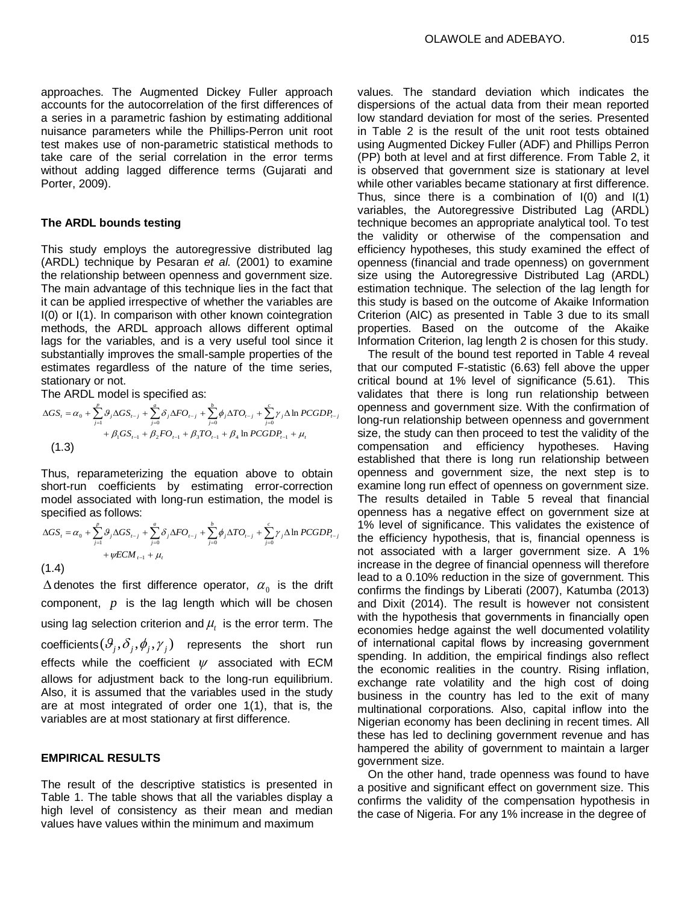approaches. The Augmented Dickey Fuller approach accounts for the autocorrelation of the first differences of a series in a parametric fashion by estimating additional nuisance parameters while the Phillips-Perron unit root test makes use of non-parametric statistical methods to take care of the serial correlation in the error terms without adding lagged difference terms (Gujarati and Porter, 2009).

### The ARDL bounds testing

This study employs the autoregressive distributed lag (ARDL) technique by Pesaran *et al.* (2001) to examine the relationship between openness and government size. The main advantage of this technique lies in the fact that it can be applied irrespective of whether the variables are I(0) or I(1). In comparison with other known cointegration methods, the ARDL approach allows different optimal lags for the variables, and is a very useful tool since it substantially improves the small-sample properties of the estimates regardless of the nature of the time series, stationary or not.

The ARDL model is specified as:

$$\Delta GS_t = \alpha_0 + \sum_{j=1}^{p} \vartheta_j \Delta GS_{t-j} + \sum_{j=0}^{a} \delta_j \Delta FO_{t-j} + \sum_{j=0}^{b} \phi_j \Delta TO_{t-j} + \sum_{j=0}^{c} \gamma_j \Delta \ln PCGDP_{t-j} + \beta_1 GS_{t-1} + \beta_2 FO_{t-1} + \beta_3 TO_{t-1} + \beta_4 \ln PCGDP_{t-1} + \mu_t \quad (1.3)$$

Thus, reparameterizing the equation above to obtain short-run coefficients by estimating error-correction model associated with long-run estimation, the model is specified as follows:

$$\Delta GS_t = \alpha_0 + \sum_{j=1}^{p} \vartheta_j \Delta GS_{t-j} + \sum_{j=0}^{a} \delta_j \Delta FO_{t-j} + \sum_{j=0}^{b} \phi_j \Delta TO_{t-j} + \sum_{j=0}^{c} \gamma_j \Delta \ln PCGDP_{t-j} + \psi ECM_{t-1} + \mu_t \quad (1.4)$$

$\Delta$ denotes the first difference operator, $\alpha_0$ is the drift component, $p$ is the lag length which will be chosen using lag selection criterion and $\mu_t$ is the error term. The coefficients $(\vartheta_j, \delta_j, \phi_j, \gamma_j)$ represents the short run effects while the coefficient $\psi$ associated with ECM allows for adjustment back to the long-run equilibrium. Also, it is assumed that the variables used in the study are at most integrated of order one 1(1), that is, the variables are at most stationary at first difference.

## EMPIRICAL RESULTS

The result of the descriptive statistics is presented in Table 1. The table shows that all the variables display a high level of consistency as their mean and median values have values within the minimum and maximum values. The standard deviation which indicates the dispersions of the actual data from their mean reported low standard deviation for most of the series. Presented in Table 2 is the result of the unit root tests obtained using Augmented Dickey Fuller (ADF) and Phillips Perron (PP) both at level and at first difference. From Table 2, it is observed that government size is stationary at level while other variables became stationary at first difference. Thus, since there is a combination of I(0) and I(1) variables, the Autoregressive Distributed Lag (ARDL) technique becomes an appropriate analytical tool. To test the validity or otherwise of the compensation and efficiency hypotheses, this study examined the effect of openness (financial and trade openness) on government size using the Autoregressive Distributed Lag (ARDL) estimation technique. The selection of the lag length for this study is based on the outcome of Akaike Information Criterion (AIC) as presented in Table 3 due to its small properties. Based on the outcome of the Akaike Information Criterion, lag length 2 is chosen for this study.

The result of the bound test reported in Table 4 reveal that our computed F-statistic (6.63) fell above the upper critical bound at 1% level of significance (5.61). This validates that there is long run relationship between openness and government size. With the confirmation of long-run relationship between openness and government size, the study can then proceed to test the validity of the compensation and efficiency hypotheses. Having established that there is long run relationship between openness and government size, the next step is to examine long run effect of openness on government size. The results detailed in Table 5 reveal that financial openness has a negative effect on government size at 1% level of significance. This validates the existence of the efficiency hypothesis, that is, financial openness is not associated with a larger government size. A 1% increase in the degree of financial openness will therefore lead to a 0.10% reduction in the size of government. This confirms the findings by Liberati (2007), Katumba (2013) and Dixit (2014). The result is however not consistent with the hypothesis that governments in financially open economies hedge against the well documented volatility of international capital flows by increasing government spending. In addition, the empirical findings also reflect the economic realities in the country. Rising inflation, exchange rate volatility and the high cost of doing business in the country has led to the exit of many multinational corporations. Also, capital inflow into the Nigerian economy has been declining in recent times. All these has led to declining government revenue and has hampered the ability of government to maintain a larger government size.

On the other hand, trade openness was found to have a positive and significant effect on government size. This confirms the validity of the compensation hypothesis in the case of Nigeria. For any 1% increase in the degree of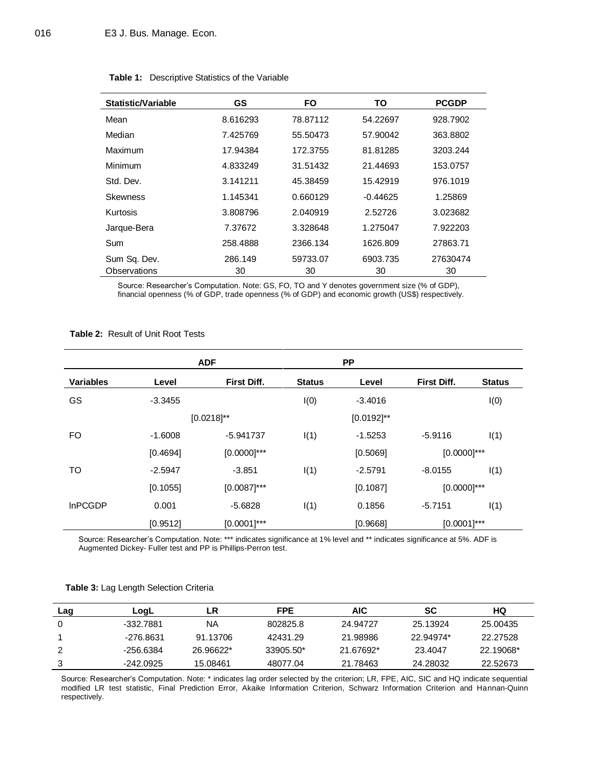**Table 1:** Descriptive Statistics of the Variable

| Statistic/Variable | GS | FO | TO | PCGDP |
|---|---|---|---|---|
| Mean | 8.616293 | 78.87112 | 54.22697 | 928.7902 |
| Median | 7.425769 | 55.50473 | 57.90042 | 363.8802 |
| Maximum | 17.94384 | 172.3755 | 81.81285 | 3203.244 |
| Minimum | 4.833249 | 31.51432 | 21.44693 | 153.0757 |
| Std. Dev. | 3.141211 | 45.38459 | 15.42919 | 976.1019 |
| Skewness | 1.145341 | 0.660129 | -0.44625 | 1.25869 |
| Kurtosis | 3.808796 | 2.040919 | 2.52726 | 3.023682 |
| Jarque-Bera | 7.37672 | 3.328648 | 1.275047 | 7.922203 |
| Sum | 258.4888 | 2366.134 | 1626.809 | 27863.71 |
| Sum Sq. Dev. | 286.149 | 59733.07 | 6903.735 | 27630474 |
| Observations | 30 | 30 | 30 | 30 |

Source: Researcher's Computation. Note: GS, FO, TO and Y denotes government size (% of GDP), financial openness (% of GDP, trade openness (% of GDP) and economic growth (US$) respectively.

**Table 2:** Result of Unit Root Tests

| | ADF | | | PP | | |
|---|---|---|---|---|---|---|
| **Variables** | **Level** | **First Diff.** | **Status** | **Level** | **First Diff.** | **Status** |
| GS | -3.3455 | | I(0) | -3.4016 | | I(0) |
| | [0.0218]** | | | [0.0192]** | | |
| FO | -1.6008 | -5.941737 | I(1) | -1.5253 | -5.9116 | I(1) |
| | [0.4694] | [0.0000]*** | | [0.5069] | [0.0000]*** | |
| TO | -2.5947 | -3.851 | I(1) | -2.5791 | -8.0155 | I(1) |
| | [0.1055] | [0.0087]*** | | [0.1087] | [0.0000]*** | |
| lnPCGDP | 0.001 | -5.6828 | I(1) | 0.1856 | -5.7151 | I(1) |
| | [0.9512] | [0.0001]*** | | [0.9668] | [0.0001]*** | |

Source: Researcher's Computation. Note: *** indicates significance at 1% level and ** indicates significance at 5%. ADF is Augmented Dickey- Fuller test and PP is Phillips-Perron test.

**Table 3:** Lag Length Selection Criteria

| Lag | LogL | LR | FPE | AIC | SC | HQ |
|---|---|---|---|---|---|---|
| 0 | -332.7881 | NA | 802825.8 | 24.94727 | 25.13924 | 25.00435 |
| 1 | -276.8631 | 91.13706 | 42431.29 | 21.98986 | 22.94974* | 22.27528 |
| 2 | -256.6384 | 26.96622* | 33905.50* | 21.67692* | 23.4047 | 22.19068* |
| 3 | -242.0925 | 15.08461 | 48077.04 | 21.78463 | 24.28032 | 22.52673 |

Source: Researcher's Computation. Note: * indicates lag order selected by the criterion; LR, FPE, AIC, SIC and HQ indicate sequential modified LR test statistic, Final Prediction Error, Akaike Information Criterion, Schwarz Information Criterion and Hannan-Quinn respectively.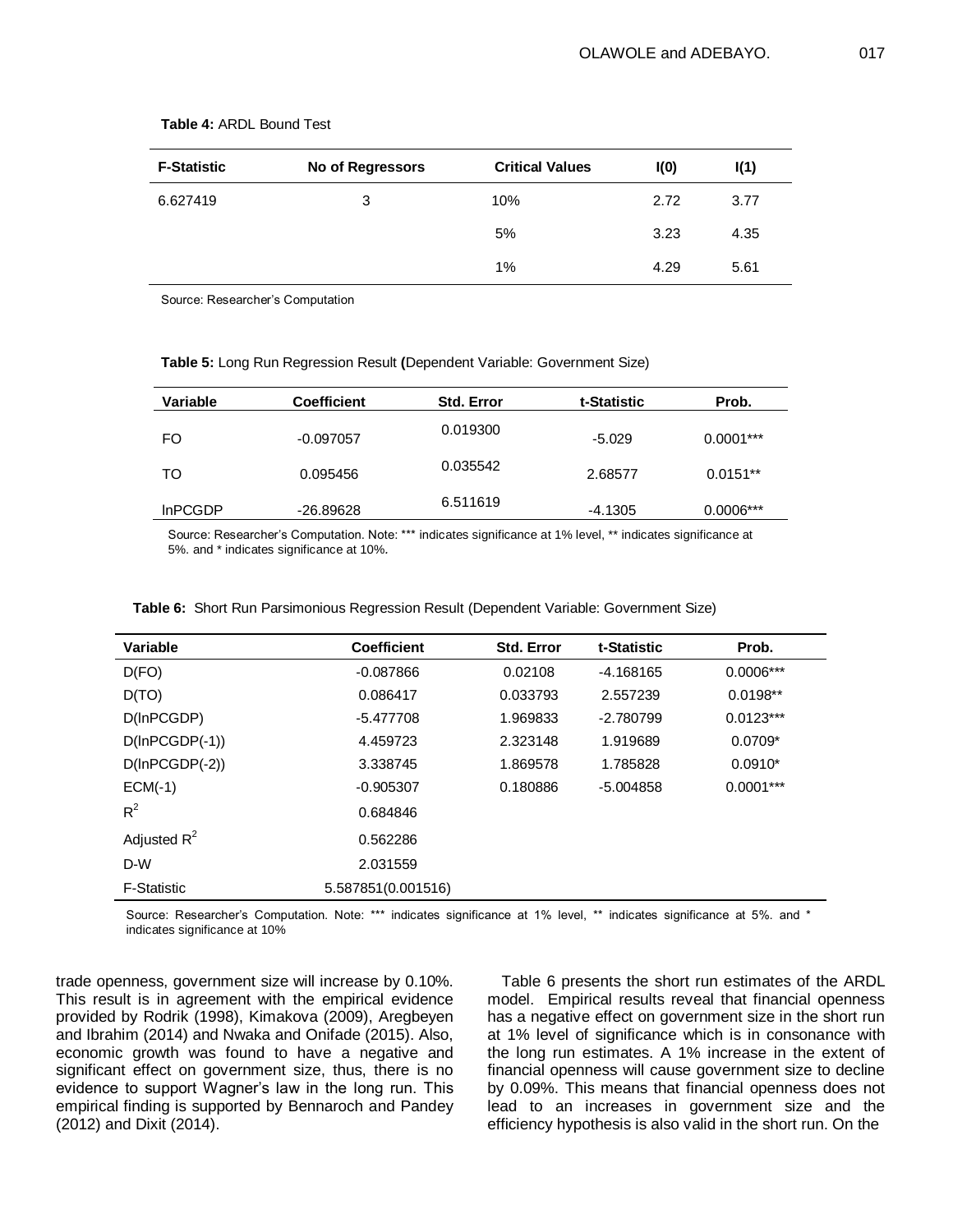**Table 4:** ARDL Bound Test

| F-Statistic | No of Regressors | Critical Values | I(0) | I(1) |
|---|---|---|---|---|
| 6.627419 | 3 | 10% | 2.72 | 3.77 |
| | | 5% | 3.23 | 4.35 |
| | | 1% | 4.29 | 5.61 |

Source: Researcher's Computation

**Table 5:** Long Run Regression Result **(**Dependent Variable: Government Size)

| Variable | Coefficient | Std. Error | t-Statistic | Prob. |
|---|---|---|---|---|
| FO | -0.097057 | 0.019300 | -5.029 | 0.0001*** |
| TO | 0.095456 | 0.035542 | 2.68577 | 0.0151** |
| lnPCGDP | -26.89628 | 6.511619 | -4.1305 | 0.0006*** |

Source: Researcher's Computation. Note: *** indicates significance at 1% level, ** indicates significance at 5%. and * indicates significance at 10%.

**Table 6:** Short Run Parsimonious Regression Result (Dependent Variable: Government Size)

| Variable | Coefficient | Std. Error | t-Statistic | Prob. |
|---|---|---|---|---|
| D(FO) | -0.087866 | 0.02108 | -4.168165 | 0.0006*** |
| D(TO) | 0.086417 | 0.033793 | 2.557239 | 0.0198** |
| D(lnPCGDP) | -5.477708 | 1.969833 | -2.780799 | 0.0123*** |
| D(lnPCGDP(-1)) | 4.459723 | 2.323148 | 1.919689 | 0.0709* |
| D(lnPCGDP(-2)) | 3.338745 | 1.869578 | 1.785828 | 0.0910* |
| ECM(-1) | -0.905307 | 0.180886 | -5.004858 | 0.0001*** |
| $R^2$ | 0.684846 | | | |
| Adjusted $R^2$ | 0.562286 | | | |
| D-W | 2.031559 | | | |
| F-Statistic | 5.587851(0.001516) | | | |

Source: Researcher's Computation. Note: *** indicates significance at 1% level, ** indicates significance at 5%. and * indicates significance at 10%

trade openness, government size will increase by 0.10%. This result is in agreement with the empirical evidence provided by Rodrik (1998), Kimakova (2009), Aregbeyen and Ibrahim (2014) and Nwaka and Onifade (2015). Also, economic growth was found to have a negative and significant effect on government size, thus, there is no evidence to support Wagner's law in the long run. This empirical finding is supported by Bennaroch and Pandey (2012) and Dixit (2014).

Table 6 presents the short run estimates of the ARDL model. Empirical results reveal that financial openness has a negative effect on government size in the short run at 1% level of significance which is in consonance with the long run estimates. A 1% increase in the extent of financial openness will cause government size to decline by 0.09%. This means that financial openness does not lead to an increases in government size and the efficiency hypothesis is also valid in the short run. On the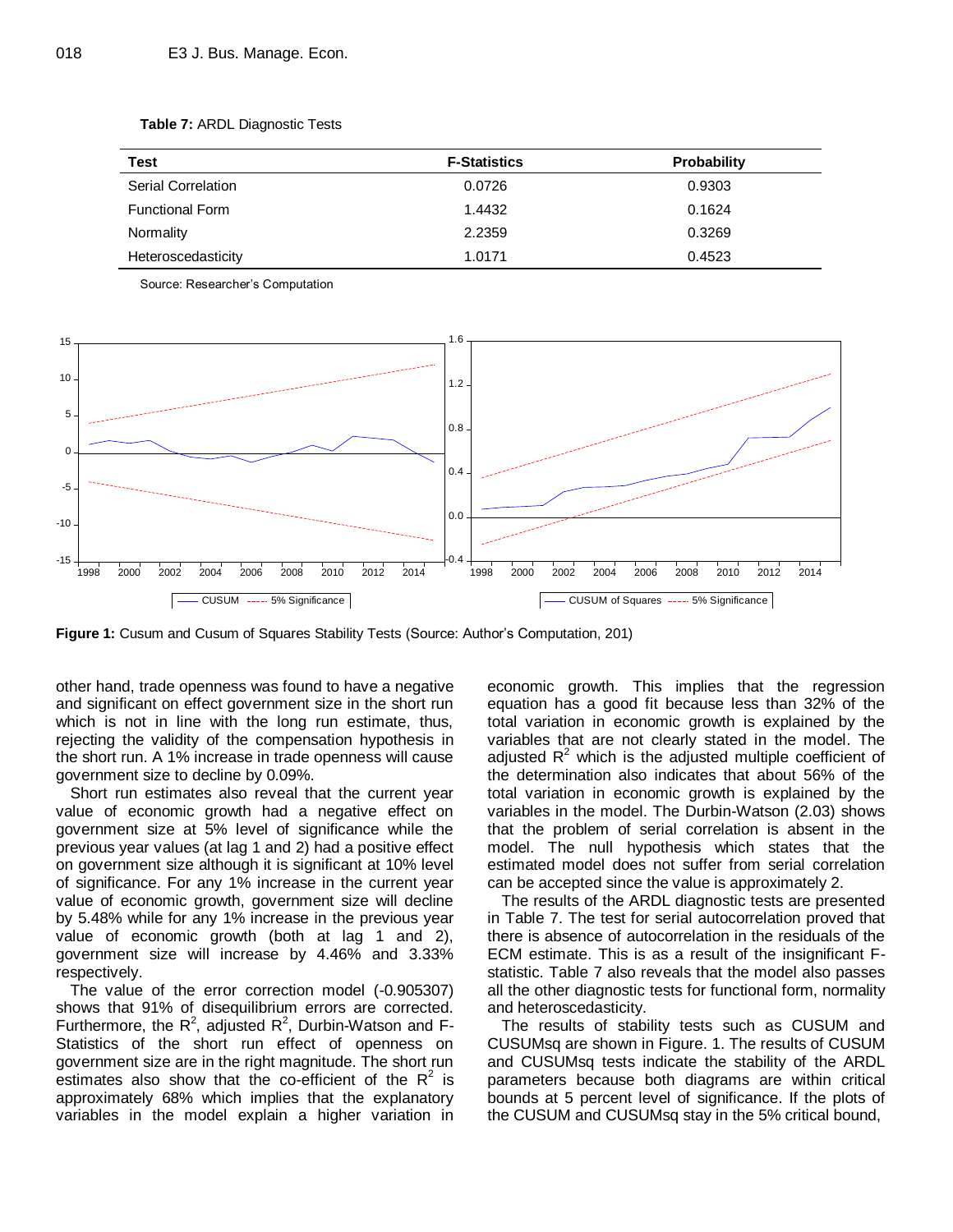**Table 7:** ARDL Diagnostic Tests

| Test | F-Statistics | Probability |
|---|---|---|
| Serial Correlation | 0.0726 | 0.9303 |
| Functional Form | 1.4432 | 0.1624 |
| Normality | 2.2359 | 0.3269 |
| Heteroscedasticity | 1.0171 | 0.4523 |

Source: Researcher's Computation

**Figure 1:** Cusum and Cusum of Squares Stability Tests (Source: Author's Computation, 201)

other hand, trade openness was found to have a negative and significant on effect government size in the short run which is not in line with the long run estimate, thus, rejecting the validity of the compensation hypothesis in the short run. A 1% increase in trade openness will cause government size to decline by 0.09%.

Short run estimates also reveal that the current year value of economic growth had a negative effect on government size at 5% level of significance while the previous year values (at lag 1 and 2) had a positive effect on government size although it is significant at 10% level of significance. For any 1% increase in the current year value of economic growth, government size will decline by 5.48% while for any 1% increase in the previous year value of economic growth (both at lag 1 and 2), government size will increase by 4.46% and 3.33% respectively.

The value of the error correction model (-0.905307) shows that 91% of disequilibrium errors are corrected. Furthermore, the $R^2$, adjusted $R^2$, Durbin-Watson and F-Statistics of the short run effect of openness on government size are in the right magnitude. The short run estimates also show that the co-efficient of the $R^2$ is approximately 68% which implies that the explanatory variables in the model explain a higher variation in economic growth. This implies that the regression equation has a good fit because less than 32% of the total variation in economic growth is explained by the variables that are not clearly stated in the model. The adjusted $R^2$ which is the adjusted multiple coefficient of the determination also indicates that about 56% of the total variation in economic growth is explained by the variables in the model. The Durbin-Watson (2.03) shows that the problem of serial correlation is absent in the model. The null hypothesis which states that the estimated model does not suffer from serial correlation can be accepted since the value is approximately 2.

The results of the ARDL diagnostic tests are presented in Table 7. The test for serial autocorrelation proved that there is absence of autocorrelation in the residuals of the ECM estimate. This is as a result of the insignificant F-statistic. Table 7 also reveals that the model also passes all the other diagnostic tests for functional form, normality and heteroscedasticity.

The results of stability tests such as CUSUM and CUSUMsq are shown in Figure. 1. The results of CUSUM and CUSUMsq tests indicate the stability of the ARDL parameters because both diagrams are within critical bounds at 5 percent level of significance. If the plots of the CUSUM and CUSUMsq stay in the 5% critical bound,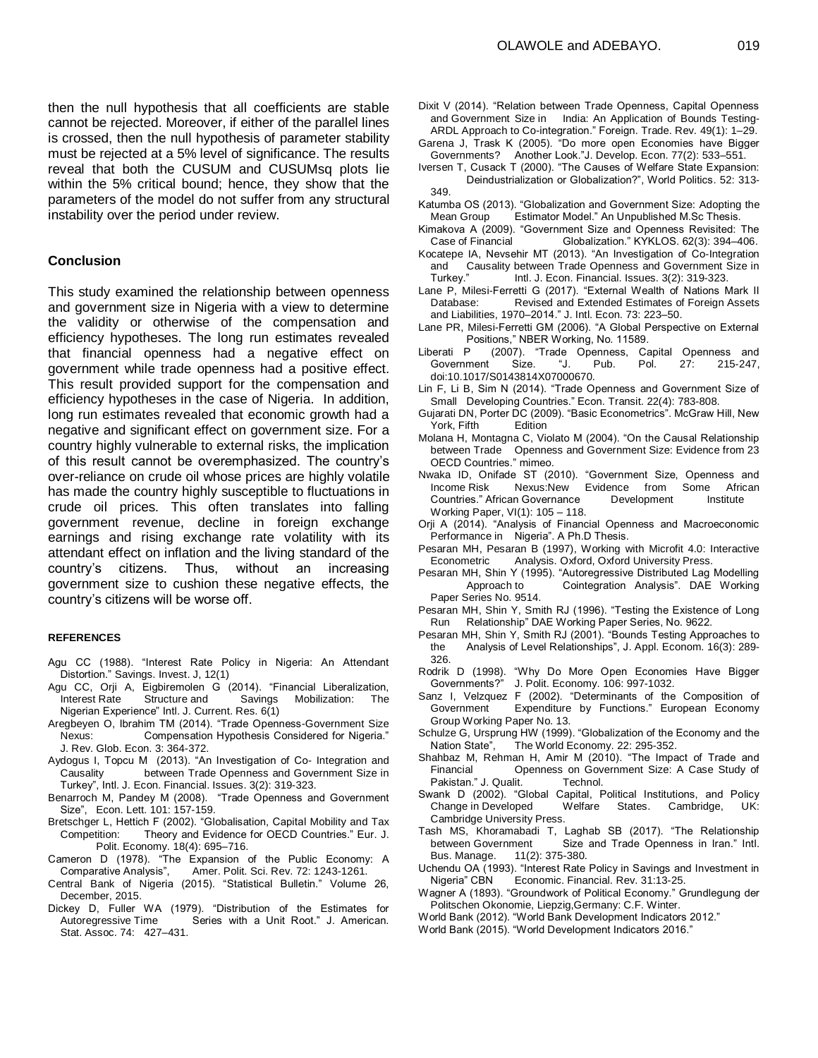then the null hypothesis that all coefficients are stable cannot be rejected. Moreover, if either of the parallel lines is crossed, then the null hypothesis of parameter stability must be rejected at a 5% level of significance. The results reveal that both the CUSUM and CUSUMsq plots lie within the 5% critical bound; hence, they show that the parameters of the model do not suffer from any structural instability over the period under review.

## Conclusion

This study examined the relationship between openness and government size in Nigeria with a view to determine the validity or otherwise of the compensation and efficiency hypotheses. The long run estimates revealed that financial openness had a negative effect on government while trade openness had a positive effect. This result provided support for the compensation and efficiency hypotheses in the case of Nigeria. In addition, long run estimates revealed that economic growth had a negative and significant effect on government size. For a country highly vulnerable to external risks, the implication of this result cannot be overemphasized. The country's over-reliance on crude oil whose prices are highly volatile has made the country highly susceptible to fluctuations in crude oil prices. This often translates into falling government revenue, decline in foreign exchange earnings and rising exchange rate volatility with its attendant effect on inflation and the living standard of the country's citizens. Thus, without an increasing government size to cushion these negative effects, the country's citizens will be worse off.

### REFERENCES

Agu CC (1988). "Interest Rate Policy in Nigeria: An Attendant Distortion." Savings. Invest. J, 12(1)

Agu CC, Orji A, Eigbiremolen G (2014). "Financial Liberalization, Interest Rate Structure and Savings Mobilization: The Nigerian Experience" Intl. J. Current. Res. 6(1)

Aregbeyen O, Ibrahim TM (2014). "Trade Openness-Government Size Nexus: Compensation Hypothesis Considered for Nigeria." J. Rev. Glob. Econ. 3: 364-372.

Aydogus I, Topcu M (2013). "An Investigation of Co- Integration and Causality between Trade Openness and Government Size in Turkey", Intl. J. Econ. Financial. Issues. 3(2): 319-323.

Benarroch M, Pandey M (2008). "Trade Openness and Government Size", Econ. Lett. 101: 157-159.

Bretschger L, Hettich F (2002). "Globalisation, Capital Mobility and Tax Competition: Theory and Evidence for OECD Countries." Eur. J. Polit. Economy. 18(4): 695–716.

Cameron D (1978). "The Expansion of the Public Economy: A Comparative Analysis", Amer. Polit. Sci. Rev. 72: 1243-1261.

Central Bank of Nigeria (2015). "Statistical Bulletin." Volume 26, December, 2015.

Dickey D, Fuller WA (1979). "Distribution of the Estimates for Autoregressive Time Series with a Unit Root." J. American. Stat. Assoc. 74: 427–431.

Dixit V (2014). "Relation between Trade Openness, Capital Openness and Government Size in India: An Application of Bounds Testing-ARDL Approach to Co-integration." Foreign. Trade. Rev. 49(1): 1–29.

Garena J, Trask K (2005). "Do more open Economies have Bigger Governments? Another Look."J. Develop. Econ. 77(2): 533–551.

Iversen T, Cusack T (2000). "The Causes of Welfare State Expansion: Deindustrialization or Globalization?", World Politics. 52: 313-349.

Katumba OS (2013). "Globalization and Government Size: Adopting the Mean Group Estimator Model." An Unpublished M.Sc Thesis.

Kimakova A (2009). "Government Size and Openness Revisited: The Case of Financial Globalization." KYKLOS. 62(3): 394–406.

Kocatepe IA, Nevsehir MT (2013). "An Investigation of Co-Integration and Causality between Trade Openness and Government Size in Turkey." Intl. J. Econ. Financial. Issues. 3(2): 319-323.

Lane P, Milesi-Ferretti G (2017). "External Wealth of Nations Mark II Database: Revised and Extended Estimates of Foreign Assets and Liabilities, 1970–2014." J. Intl. Econ. 73: 223–50.

Lane PR, Milesi-Ferretti GM (2006). "A Global Perspective on External Positions," NBER Working, No. 11589.

Liberati P (2007). "Trade Openness, Capital Openness and Government Size. "J. Pub. Pol. 27: 215-247, doi:10.1017/S0143814X07000670.

Lin F, Li B, Sim N (2014). "Trade Openness and Government Size of Small Developing Countries." Econ. Transit. 22(4): 783-808.

Gujarati DN, Porter DC (2009). "Basic Econometrics". McGraw Hill, New York, Fifth Edition

Molana H, Montagna C, Violato M (2004). "On the Causal Relationship between Trade Openness and Government Size: Evidence from 23 OECD Countries." mimeo.

Nwaka ID, Onifade ST (2010). "Government Size, Openness and Income Risk Nexus:New Evidence from Some African Countries." African Governance Development Institute Working Paper, VI(1): 105 – 118.

Orji A (2014). "Analysis of Financial Openness and Macroeconomic Performance in Nigeria". A Ph.D Thesis.

Pesaran MH, Pesaran B (1997), Working with Microfit 4.0: Interactive Econometric Analysis. Oxford, Oxford University Press.

Pesaran MH, Shin Y (1995). "Autoregressive Distributed Lag Modelling Approach to Cointegration Analysis". DAE Working Paper Series No. 9514.

Pesaran MH, Shin Y, Smith RJ (1996). "Testing the Existence of Long Run Relationship" DAE Working Paper Series, No. 9622.

Pesaran MH, Shin Y, Smith RJ (2001). "Bounds Testing Approaches to the Analysis of Level Relationships", J. Appl. Econom. 16(3): 289-326.

Rodrik D (1998). "Why Do More Open Economies Have Bigger Governments?" J. Polit. Economy. 106: 997-1032.

Sanz I, Velzquez F (2002). "Determinants of the Composition of Government Expenditure by Functions." European Economy Group Working Paper No. 13.

Schulze G, Ursprung HW (1999). "Globalization of the Economy and the Nation State", The World Economy. 22: 295-352.

Shahbaz M, Rehman H, Amir M (2010). "The Impact of Trade and Financial Openness on Government Size: A Case Study of Pakistan." J. Qualit. Technol.

Swank D (2002). "Global Capital, Political Institutions, and Policy Change in Developed Welfare States. Cambridge, UK: Cambridge University Press.

Tash MS, Khoramabadi T, Laghab SB (2017). "The Relationship between Government Size and Trade Openness in Iran." Intl. Bus. Manage. 11(2): 375-380.

Uchendu OA (1993). "Interest Rate Policy in Savings and Investment in Nigeria" CBN Economic. Financial. Rev. 31:13-25.

Wagner A (1893). "Groundwork of Political Economy." Grundlegung der Politschen Okonomie, Liepzig,Germany: C.F. Winter.

World Bank (2012). "World Bank Development Indicators 2012."

World Bank (2015). "World Development Indicators 2016."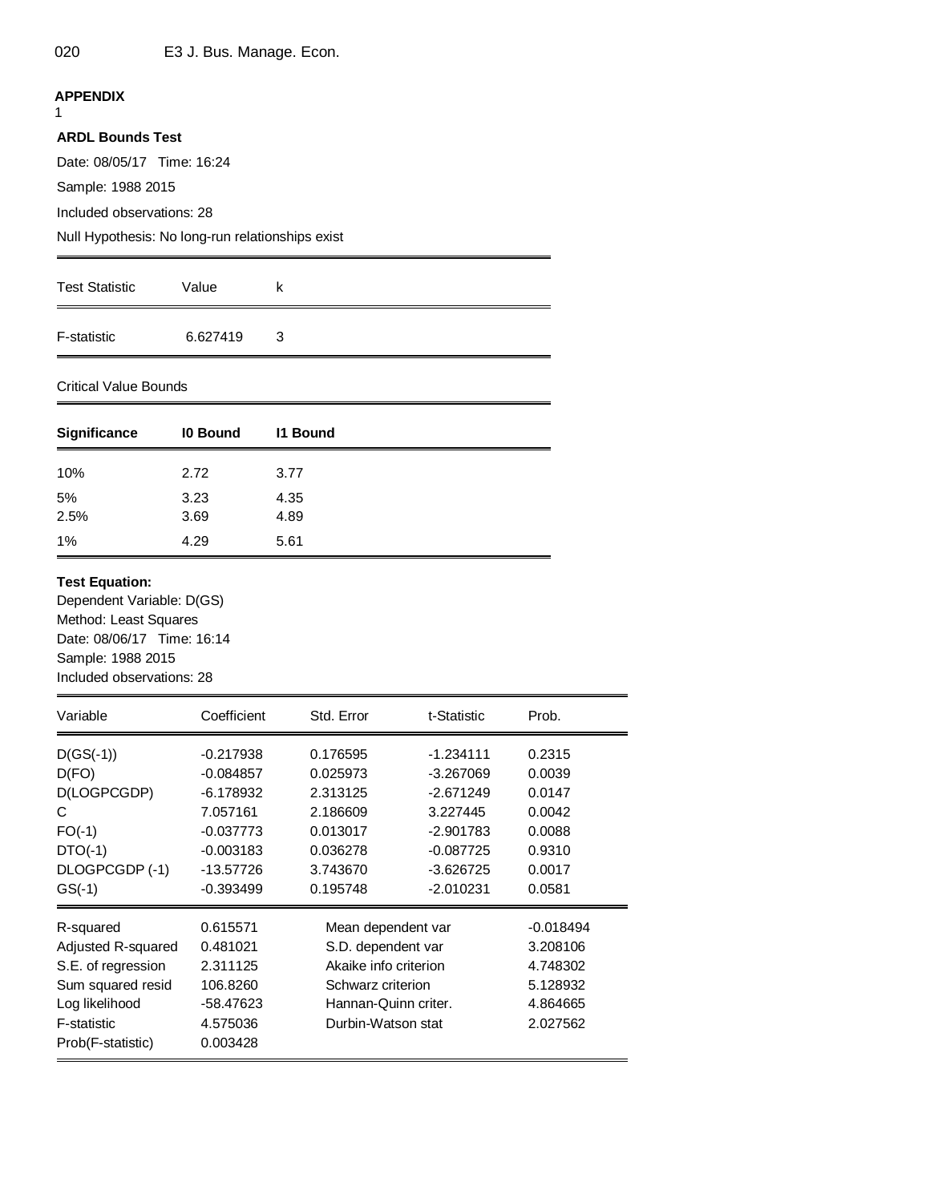## APPENDIX

1

**ARDL Bounds Test**

Date: 08/05/17 Time: 16:24

Sample: 1988 2015

Included observations: 28

Null Hypothesis: No long-run relationships exist

| Test Statistic | Value | k |
|---|---|---|
| F-statistic | 6.627419 | 3 |

Critical Value Bounds

| **Significance** | **I0 Bound** | **I1 Bound** |
|---|---|---|
| 10% | 2.72 | 3.77 |
| 5% | 3.23 | 4.35 |
| 2.5% | 3.69 | 4.89 |
| 1% | 4.29 | 5.61 |

**Test Equation:**

Dependent Variable: D(GS)

Method: Least Squares

Date: 08/06/17 Time: 16:14

Sample: 1988 2015

Included observations: 28

| Variable | Coefficient | Std. Error | t-Statistic | Prob. |
|---|---|---|---|---|
| D(GS(-1)) | -0.217938 | 0.176595 | -1.234111 | 0.2315 |
| D(FO) | -0.084857 | 0.025973 | -3.267069 | 0.0039 |
| D(LOGPCGDP) | -6.178932 | 2.313125 | -2.671249 | 0.0147 |
| C | 7.057161 | 2.186609 | 3.227445 | 0.0042 |
| FO(-1) | -0.037773 | 0.013017 | -2.901783 | 0.0088 |
| DTO(-1) | -0.003183 | 0.036278 | -0.087725 | 0.9310 |
| DLOGPCGDP (-1) | -13.57726 | 3.743670 | -3.626725 | 0.0017 |
| GS(-1) | -0.393499 | 0.195748 | -2.010231 | 0.0581 |

| | | | |
|---|---|---|---|
| R-squared | 0.615571 | Mean dependent var | -0.018494 |
| Adjusted R-squared | 0.481021 | S.D. dependent var | 3.208106 |
| S.E. of regression | 2.311125 | Akaike info criterion | 4.748302 |
| Sum squared resid | 106.8260 | Schwarz criterion | 5.128932 |
| Log likelihood | -58.47623 | Hannan-Quinn criter. | 4.864665 |
| F-statistic | 4.575036 | Durbin-Watson stat | 2.027562 |
| Prob(F-statistic) | 0.003428 | | |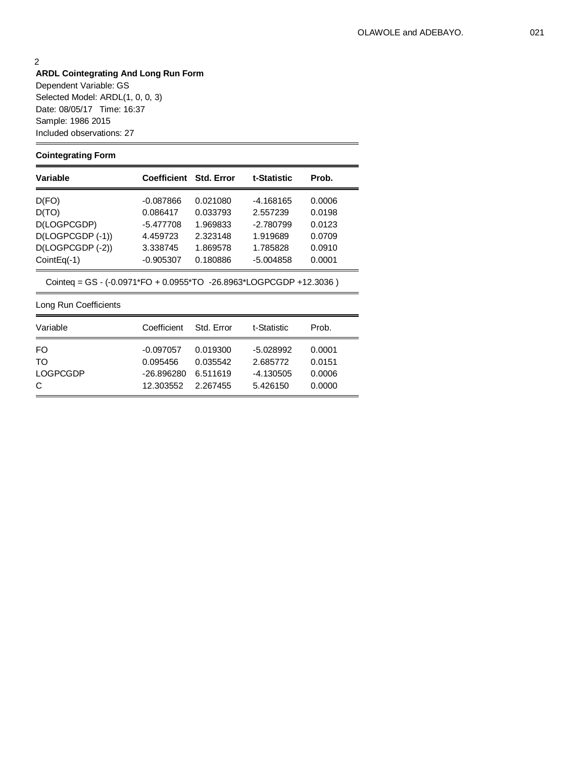2

**ARDL Cointegrating And Long Run Form**

Dependent Variable: GS
Selected Model: ARDL(1, 0, 0, 3)
Date: 08/05/17 Time: 16:37
Sample: 1986 2015
Included observations: 27

**Cointegrating Form**

| Variable | Coefficient | Std. Error | t-Statistic | Prob. |
|---|---|---|---|---|
| D(FO) | -0.087866 | 0.021080 | -4.168165 | 0.0006 |
| D(TO) | 0.086417 | 0.033793 | 2.557239 | 0.0198 |
| D(LOGPCGDP) | -5.477708 | 1.969833 | -2.780799 | 0.0123 |
| D(LOGPCGDP (-1)) | 4.459723 | 2.323148 | 1.919689 | 0.0709 |
| D(LOGPCGDP (-2)) | 3.338745 | 1.869578 | 1.785828 | 0.0910 |
| CointEq(-1) | -0.905307 | 0.180886 | -5.004858 | 0.0001 |

Cointeq = GS - (-0.0971*FO + 0.0955*TO -26.8963*LOGPCGDP +12.3036 )

Long Run Coefficients

| Variable | Coefficient | Std. Error | t-Statistic | Prob. |
|---|---|---|---|---|
| FO | -0.097057 | 0.019300 | -5.028992 | 0.0001 |
| TO | 0.095456 | 0.035542 | 2.685772 | 0.0151 |
| LOGPCGDP | -26.896280 | 6.511619 | -4.130505 | 0.0006 |
| C | 12.303552 | 2.267455 | 5.426150 | 0.0000 |